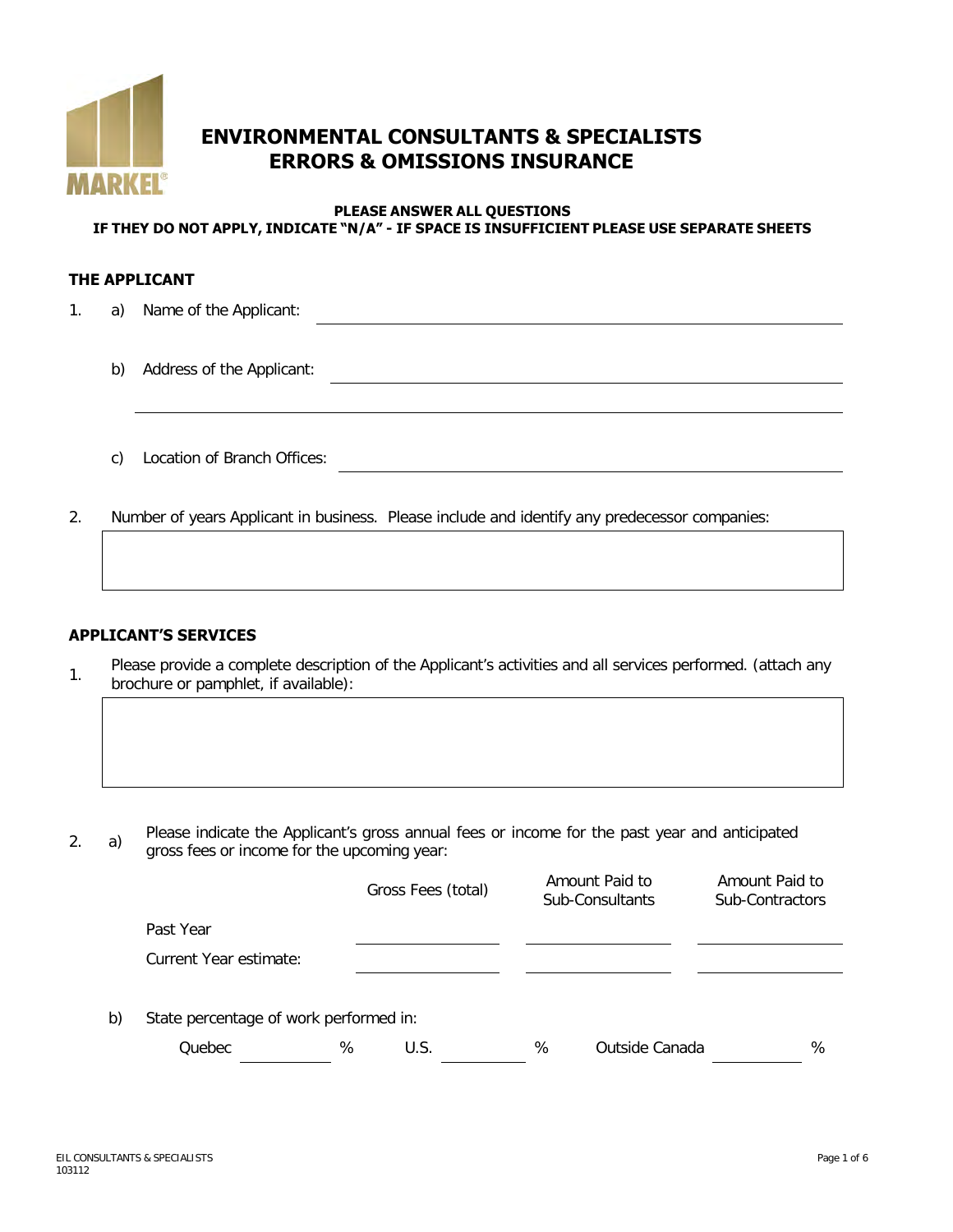MARKEL®

# ENVIRONMENTAL CONSULTANTS & SPECIALISTS ERRORS & OMISSIONS INSURANCE

**PLEASE ANSWER ALL QUESTIONS**
**IF THEY DO NOT APPLY, INDICATE "N/A" - IF SPACE IS INSUFFICIENT PLEASE USE SEPARATE SHEETS**

## THE APPLICANT

1. a) Name of the Applicant: ______________________________

   b) Address of the Applicant: ______________________________

   ______________________________

   c) Location of Branch Offices: ______________________________

2. Number of years Applicant in business. Please include and identify any predecessor companies:

______________________________

## APPLICANT'S SERVICES

1. Please provide a complete description of the Applicant's activities and all services performed. (attach any brochure or pamphlet, if available):

______________________________

2. a) Please indicate the Applicant's gross annual fees or income for the past year and anticipated gross fees or income for the upcoming year:

| | Gross Fees (total) | Amount Paid to Sub-Consultants | Amount Paid to Sub-Contractors |
|---|---|---|---|
| Past Year | | | |
| Current Year estimate: | | | |

   b) State percentage of work performed in:

   Quebec ________ %   U.S. ________ %   Outside Canada ________ %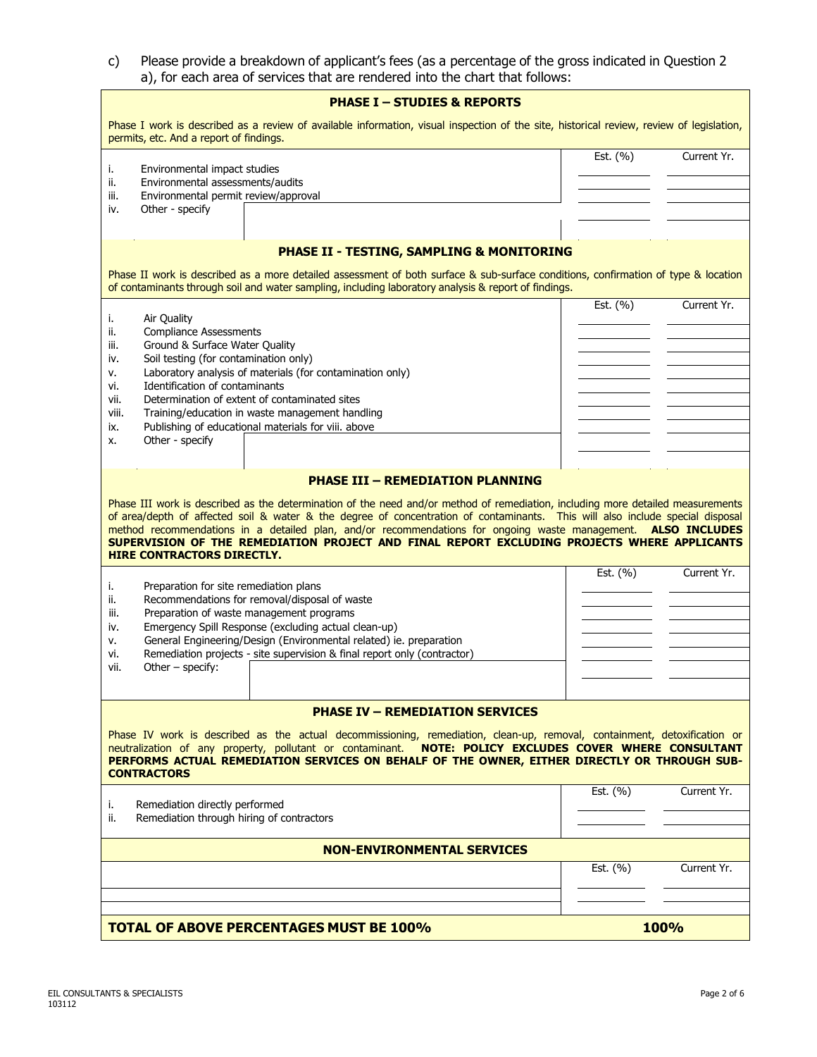c) Please provide a breakdown of applicant's fees (as a percentage of the gross indicated in Question 2 a), for each area of services that are rendered into the chart that follows:

**PHASE I – STUDIES & REPORTS**

Phase I work is described as a review of available information, visual inspection of the site, historical review, review of legislation, permits, etc. And a report of findings.

| | Est. (%) | Current Yr. |
|---|---|---|
| i. Environmental impact studies | | |
| ii. Environmental assessments/audits | | |
| iii. Environmental permit review/approval | | |
| iv. Other - specify | | |

**PHASE II - TESTING, SAMPLING & MONITORING**

Phase II work is described as a more detailed assessment of both surface & sub-surface conditions, confirmation of type & location of contaminants through soil and water sampling, including laboratory analysis & report of findings.

| | Est. (%) | Current Yr. |
|---|---|---|
| i. Air Quality | | |
| ii. Compliance Assessments | | |
| iii. Ground & Surface Water Quality | | |
| iv. Soil testing (for contamination only) | | |
| v. Laboratory analysis of materials (for contamination only) | | |
| vi. Identification of contaminants | | |
| vii. Determination of extent of contaminated sites | | |
| viii. Training/education in waste management handling | | |
| ix. Publishing of educational materials for viii. above | | |
| x. Other - specify | | |

**PHASE III – REMEDIATION PLANNING**

Phase III work is described as the determination of the need and/or method of remediation, including more detailed measurements of area/depth of affected soil & water & the degree of concentration of contaminants. This will also include special disposal method recommendations in a detailed plan, and/or recommendations for ongoing waste management. **ALSO INCLUDES SUPERVISION OF THE REMEDIATION PROJECT AND FINAL REPORT EXCLUDING PROJECTS WHERE APPLICANTS HIRE CONTRACTORS DIRECTLY.**

| | Est. (%) | Current Yr. |
|---|---|---|
| i. Preparation for site remediation plans | | |
| ii. Recommendations for removal/disposal of waste | | |
| iii. Preparation of waste management programs | | |
| iv. Emergency Spill Response (excluding actual clean-up) | | |
| v. General Engineering/Design (Environmental related) ie. preparation | | |
| vi. Remediation projects - site supervision & final report only (contractor) | | |
| vii. Other – specify: | | |

**PHASE IV – REMEDIATION SERVICES**

Phase IV work is described as the actual decommissioning, remediation, clean-up, removal, containment, detoxification or neutralization of any property, pollutant or contaminant. **NOTE: POLICY EXCLUDES COVER WHERE CONSULTANT PERFORMS ACTUAL REMEDIATION SERVICES ON BEHALF OF THE OWNER, EITHER DIRECTLY OR THROUGH SUB-CONTRACTORS**

| | Est. (%) | Current Yr. |
|---|---|---|
| i. Remediation directly performed | | |
| ii. Remediation through hiring of contractors | | |

**NON-ENVIRONMENTAL SERVICES**

| | Est. (%) | Current Yr. |
|---|---|---|
| | | |
| | | |

**TOTAL OF ABOVE PERCENTAGES MUST BE 100%** **100%**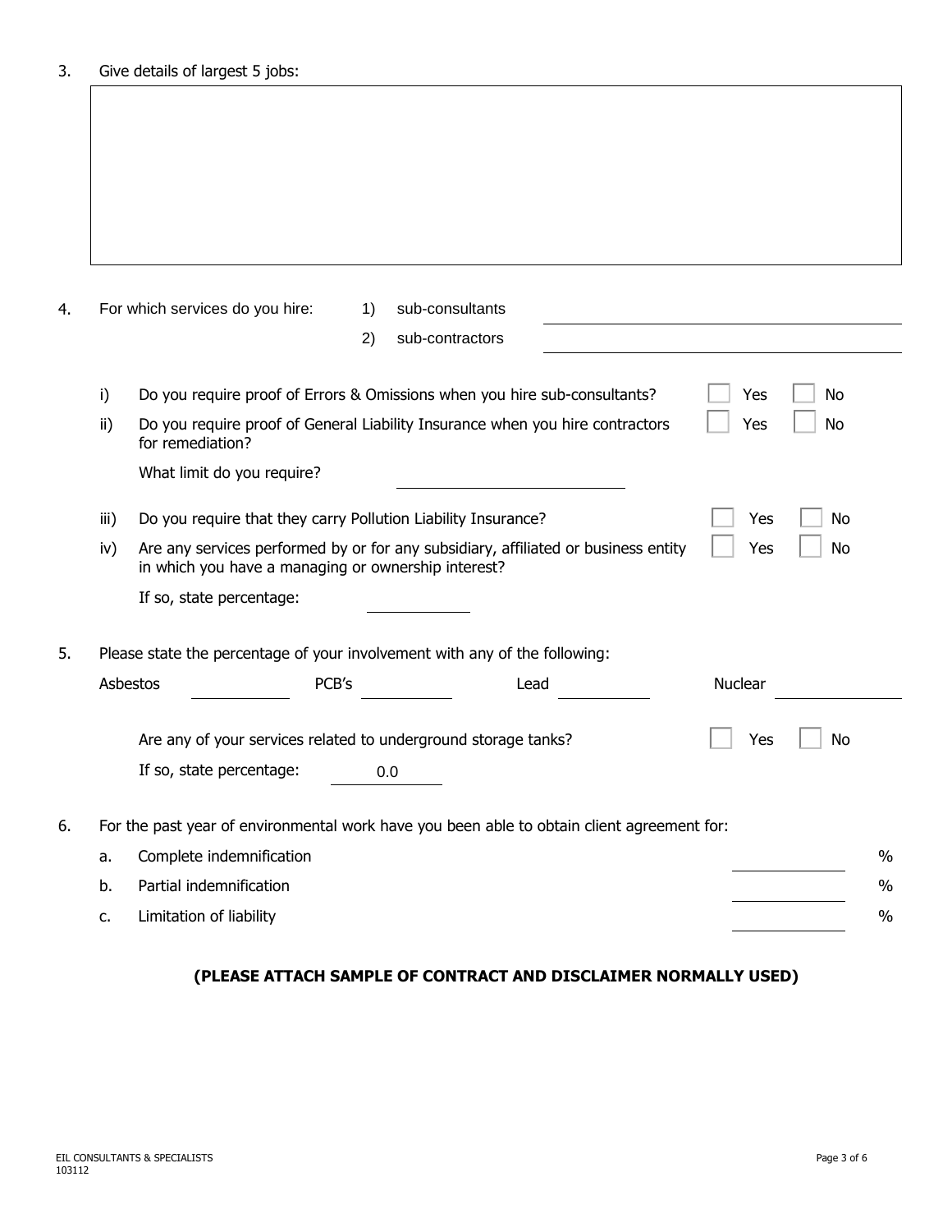3. Give details of largest 5 jobs:

&nbsp;

4. For which services do you hire: 1) sub-consultants \_\_\_\_\_\_\_\_\_\_\_\_\_\_\_\_\_\_\_\_

   2) sub-contractors \_\_\_\_\_\_\_\_\_\_\_\_\_\_\_\_\_\_\_\_

   i) Do you require proof of Errors & Omissions when you hire sub-consultants? ☐ Yes ☐ No

   ii) Do you require proof of General Liability Insurance when you hire contractors for remediation? ☐ Yes ☐ No

   What limit do you require? \_\_\_\_\_\_\_\_\_\_\_\_\_\_\_\_\_\_\_\_

   iii) Do you require that they carry Pollution Liability Insurance? ☐ Yes ☐ No

   iv) Are any services performed by or for any subsidiary, affiliated or business entity in which you have a managing or ownership interest? ☐ Yes ☐ No

   If so, state percentage: \_\_\_\_\_\_\_\_\_\_

5. Please state the percentage of your involvement with any of the following:

   Asbestos \_\_\_\_\_\_\_\_\_\_ PCB's \_\_\_\_\_\_\_\_\_\_ Lead \_\_\_\_\_\_\_\_\_\_ Nuclear \_\_\_\_\_\_\_\_\_\_

   Are any of your services related to underground storage tanks? ☐ Yes ☐ No

   If so, state percentage: 0.0

6. For the past year of environmental work have you been able to obtain client agreement for:

   a. Complete indemnification \_\_\_\_\_\_\_\_\_\_ %

   b. Partial indemnification \_\_\_\_\_\_\_\_\_\_ %

   c. Limitation of liability \_\_\_\_\_\_\_\_\_\_ %

**(PLEASE ATTACH SAMPLE OF CONTRACT AND DISCLAIMER NORMALLY USED)**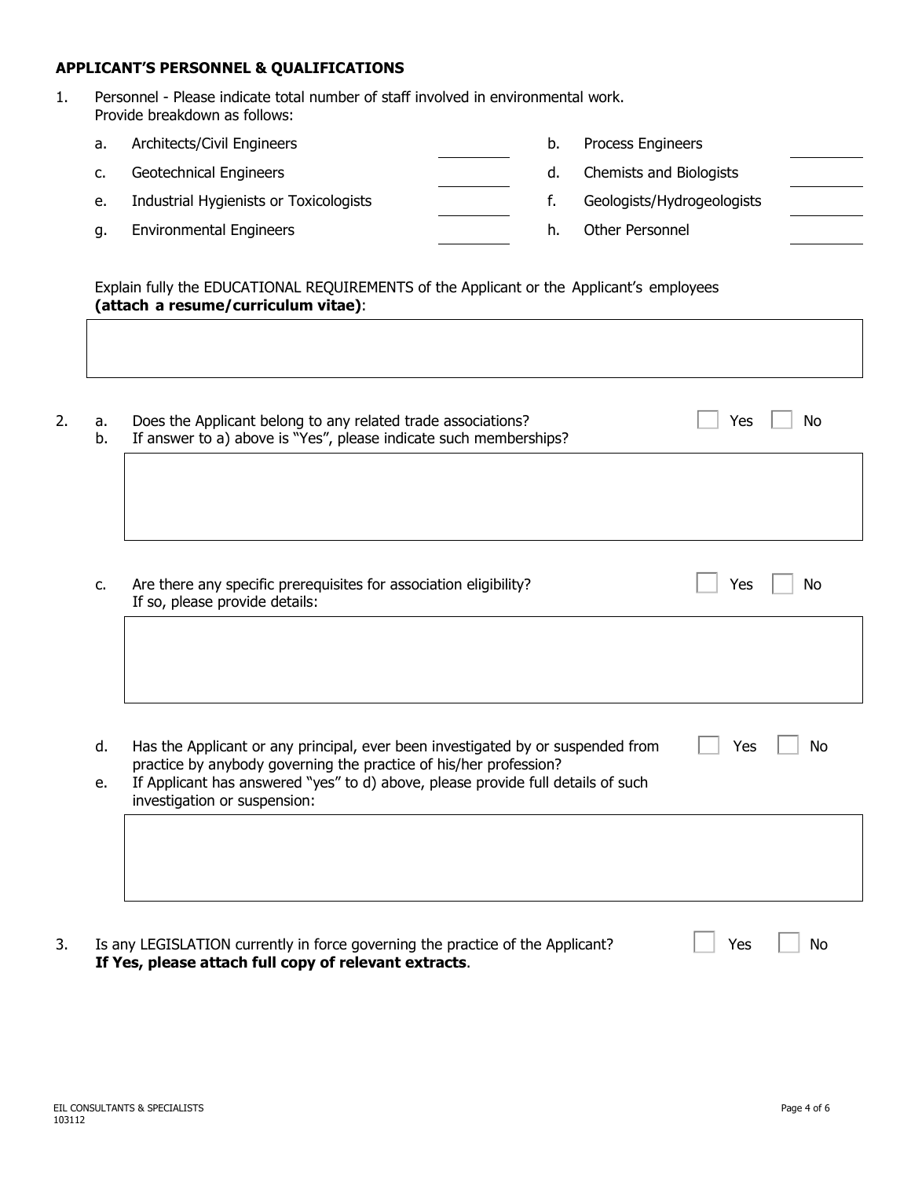## APPLICANT'S PERSONNEL & QUALIFICATIONS

1. Personnel - Please indicate total number of staff involved in environmental work.
   Provide breakdown as follows:

| | | | | | |
|---|---|---|---|---|---|
| a. | Architects/Civil Engineers | ________ | b. | Process Engineers | ________ |
| c. | Geotechnical Engineers | ________ | d. | Chemists and Biologists | ________ |
| e. | Industrial Hygienists or Toxicologists | ________ | f. | Geologists/Hydrogeologists | ________ |
| g. | Environmental Engineers | ________ | h. | Other Personnel | ________ |

   Explain fully the EDUCATIONAL REQUIREMENTS of the Applicant or the Applicant's employees **(attach a resume/curriculum vitae)**:

   ______________________________

2. a. Does the Applicant belong to any related trade associations? ☐ Yes ☐ No
   b. If answer to a) above is "Yes", please indicate such memberships?

   ______________________________

   c. Are there any specific prerequisites for association eligibility? ☐ Yes ☐ No
   If so, please provide details:

   ______________________________

   d. Has the Applicant or any principal, ever been investigated by or suspended from practice by anybody governing the practice of his/her profession? ☐ Yes ☐ No
   e. If Applicant has answered "yes" to d) above, please provide full details of such investigation or suspension:

   ______________________________

3. Is any LEGISLATION currently in force governing the practice of the Applicant? ☐ Yes ☐ No
   **If Yes, please attach full copy of relevant extracts**.

EIL CONSULTANTS & SPECIALISTS
103112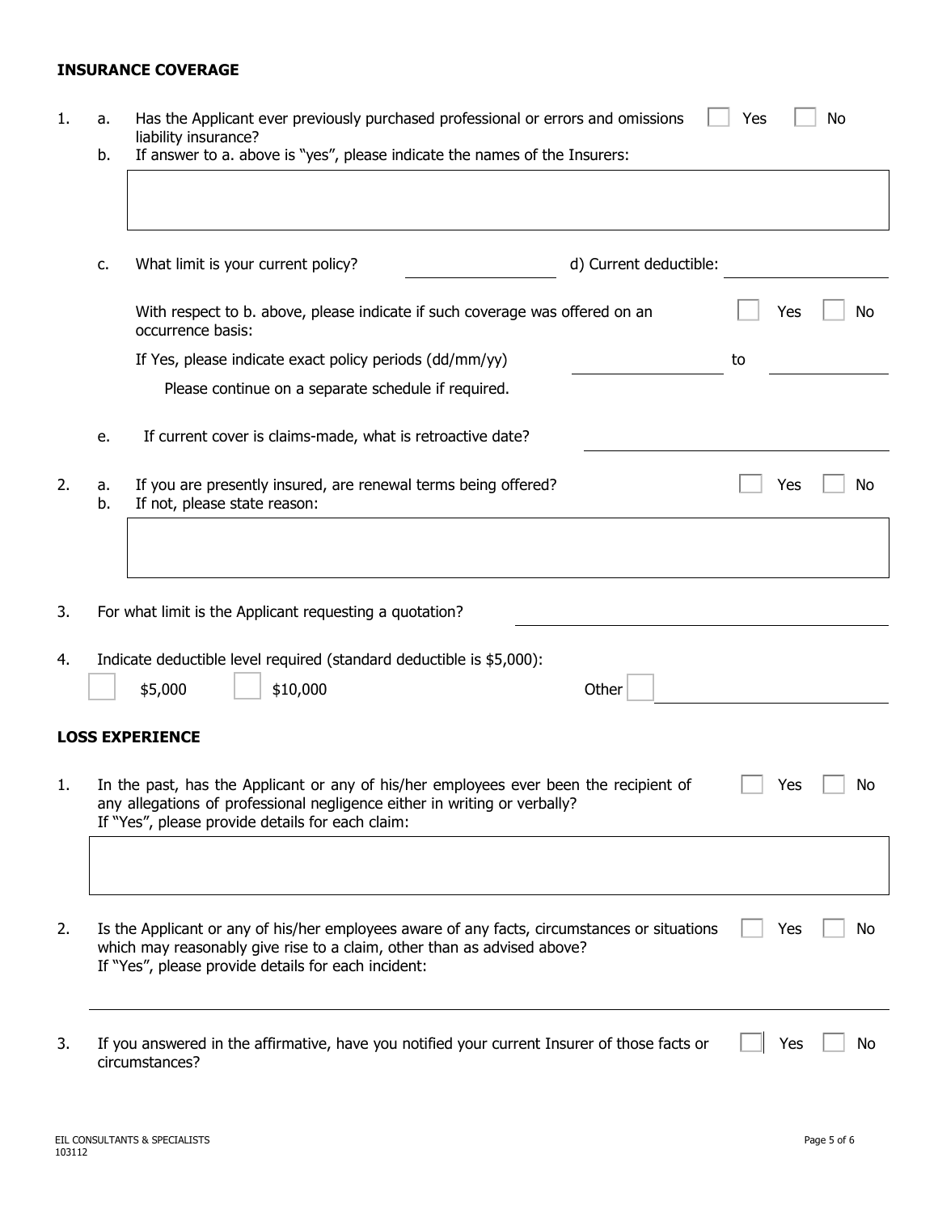## INSURANCE COVERAGE

1. a. Has the Applicant ever previously purchased professional or errors and omissions liability insurance? ☐ Yes ☐ No

   b. If answer to a. above is "yes", please indicate the names of the Insurers:

   c. What limit is your current policy? \_\_\_\_\_\_\_\_\_\_ d) Current deductible: \_\_\_\_\_\_\_\_\_\_

   With respect to b. above, please indicate if such coverage was offered on an occurrence basis: ☐ Yes ☐ No

   If Yes, please indicate exact policy periods (dd/mm/yy) \_\_\_\_\_\_\_\_\_\_ to \_\_\_\_\_\_\_\_\_\_

   Please continue on a separate schedule if required.

   e. If current cover is claims-made, what is retroactive date? \_\_\_\_\_\_\_\_\_\_

2. a. If you are presently insured, are renewal terms being offered? ☐ Yes ☐ No

   b. If not, please state reason:

3. For what limit is the Applicant requesting a quotation? \_\_\_\_\_\_\_\_\_\_

4. Indicate deductible level required (standard deductible is $5,000):

   ☐ $5,000 ☐ $10,000 Other ☐ \_\_\_\_\_\_\_\_\_\_

## LOSS EXPERIENCE

1. In the past, has the Applicant or any of his/her employees ever been the recipient of any allegations of professional negligence either in writing or verbally? ☐ Yes ☐ No

   If "Yes", please provide details for each claim:

2. Is the Applicant or any of his/her employees aware of any facts, circumstances or situations which may reasonably give rise to a claim, other than as advised above? ☐ Yes ☐ No

   If "Yes", please provide details for each incident:

3. If you answered in the affirmative, have you notified your current Insurer of those facts or circumstances? ☐ Yes ☐ No

EIL CONSULTANTS & SPECIALISTS
103112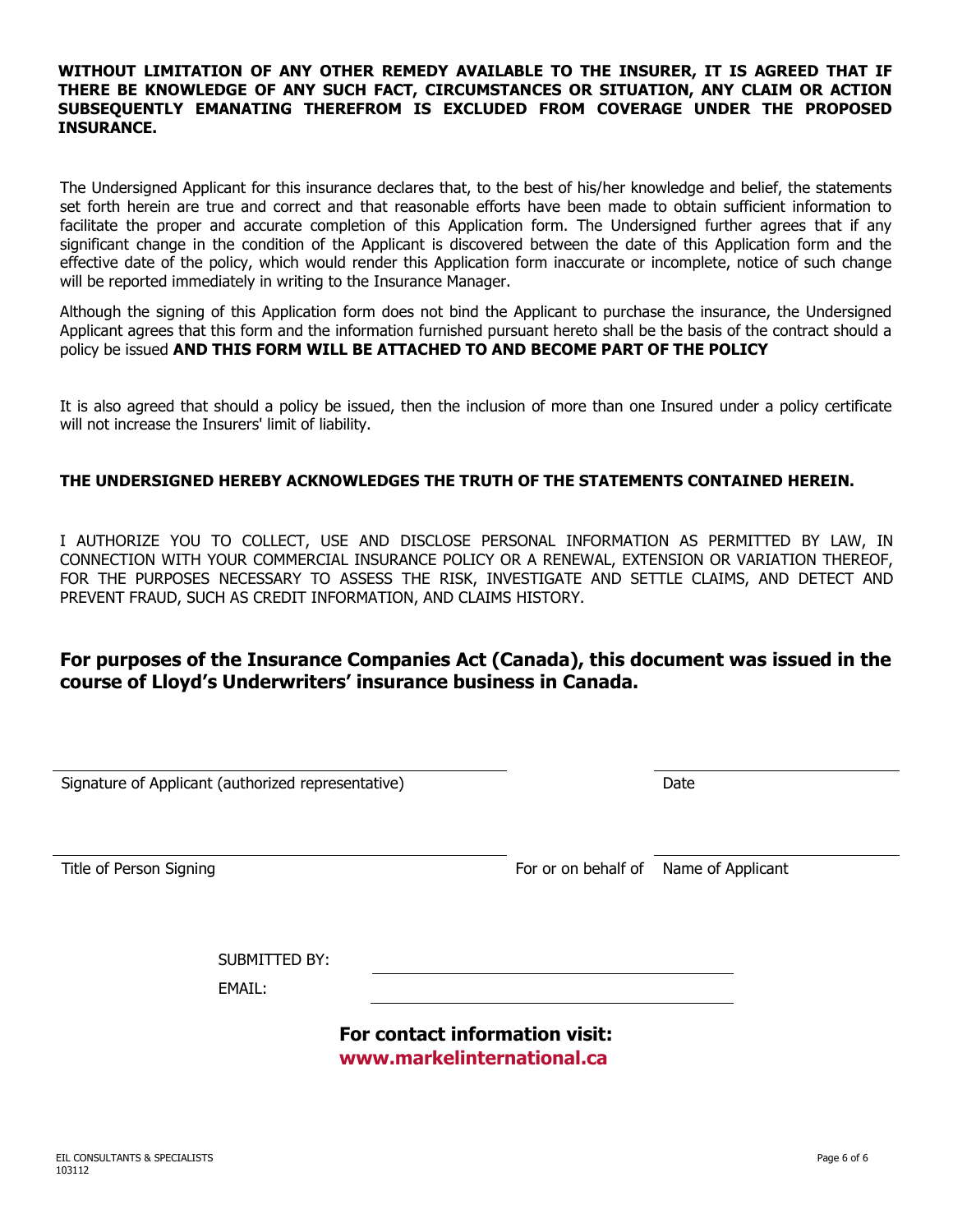**WITHOUT LIMITATION OF ANY OTHER REMEDY AVAILABLE TO THE INSURER, IT IS AGREED THAT IF THERE BE KNOWLEDGE OF ANY SUCH FACT, CIRCUMSTANCES OR SITUATION, ANY CLAIM OR ACTION SUBSEQUENTLY EMANATING THEREFROM IS EXCLUDED FROM COVERAGE UNDER THE PROPOSED INSURANCE.**

The Undersigned Applicant for this insurance declares that, to the best of his/her knowledge and belief, the statements set forth herein are true and correct and that reasonable efforts have been made to obtain sufficient information to facilitate the proper and accurate completion of this Application form. The Undersigned further agrees that if any significant change in the condition of the Applicant is discovered between the date of this Application form and the effective date of the policy, which would render this Application form inaccurate or incomplete, notice of such change will be reported immediately in writing to the Insurance Manager.

Although the signing of this Application form does not bind the Applicant to purchase the insurance, the Undersigned Applicant agrees that this form and the information furnished pursuant hereto shall be the basis of the contract should a policy be issued **AND THIS FORM WILL BE ATTACHED TO AND BECOME PART OF THE POLICY**

It is also agreed that should a policy be issued, then the inclusion of more than one Insured under a policy certificate will not increase the Insurers' limit of liability.

**THE UNDERSIGNED HEREBY ACKNOWLEDGES THE TRUTH OF THE STATEMENTS CONTAINED HEREIN.**

I AUTHORIZE YOU TO COLLECT, USE AND DISCLOSE PERSONAL INFORMATION AS PERMITTED BY LAW, IN CONNECTION WITH YOUR COMMERCIAL INSURANCE POLICY OR A RENEWAL, EXTENSION OR VARIATION THEREOF, FOR THE PURPOSES NECESSARY TO ASSESS THE RISK, INVESTIGATE AND SETTLE CLAIMS, AND DETECT AND PREVENT FRAUD, SUCH AS CREDIT INFORMATION, AND CLAIMS HISTORY.

## For purposes of the Insurance Companies Act (Canada), this document was issued in the course of Lloyd's Underwriters' insurance business in Canada.

\_\_\_\_\_\_\_\_\_\_\_\_\_\_\_\_\_\_\_\_\_\_\_\_\_\_\_\_\_\_\_\_\_\_\_\_\_\_\_\_\_\_ &nbsp;&nbsp;&nbsp;&nbsp; \_\_\_\_\_\_\_\_\_\_\_\_\_\_\_\_\_\_\_\_
Signature of Applicant (authorized representative) &nbsp;&nbsp;&nbsp;&nbsp; Date

\_\_\_\_\_\_\_\_\_\_\_\_\_\_\_\_\_\_\_\_\_\_\_\_\_\_\_\_\_\_\_\_\_\_\_\_\_\_\_\_\_\_ &nbsp;&nbsp;&nbsp;&nbsp; \_\_\_\_\_\_\_\_\_\_\_\_\_\_\_\_\_\_\_\_
Title of Person Signing &nbsp;&nbsp;&nbsp;&nbsp; For or on behalf of &nbsp;&nbsp; Name of Applicant

SUBMITTED BY: \_\_\_\_\_\_\_\_\_\_\_\_\_\_\_\_\_\_\_\_\_\_\_\_\_\_\_\_\_\_

EMAIL: \_\_\_\_\_\_\_\_\_\_\_\_\_\_\_\_\_\_\_\_\_\_\_\_\_\_\_\_\_\_

**For contact information visit:**
**www.markelinternational.ca**

EIL CONSULTANTS & SPECIALISTS
103112